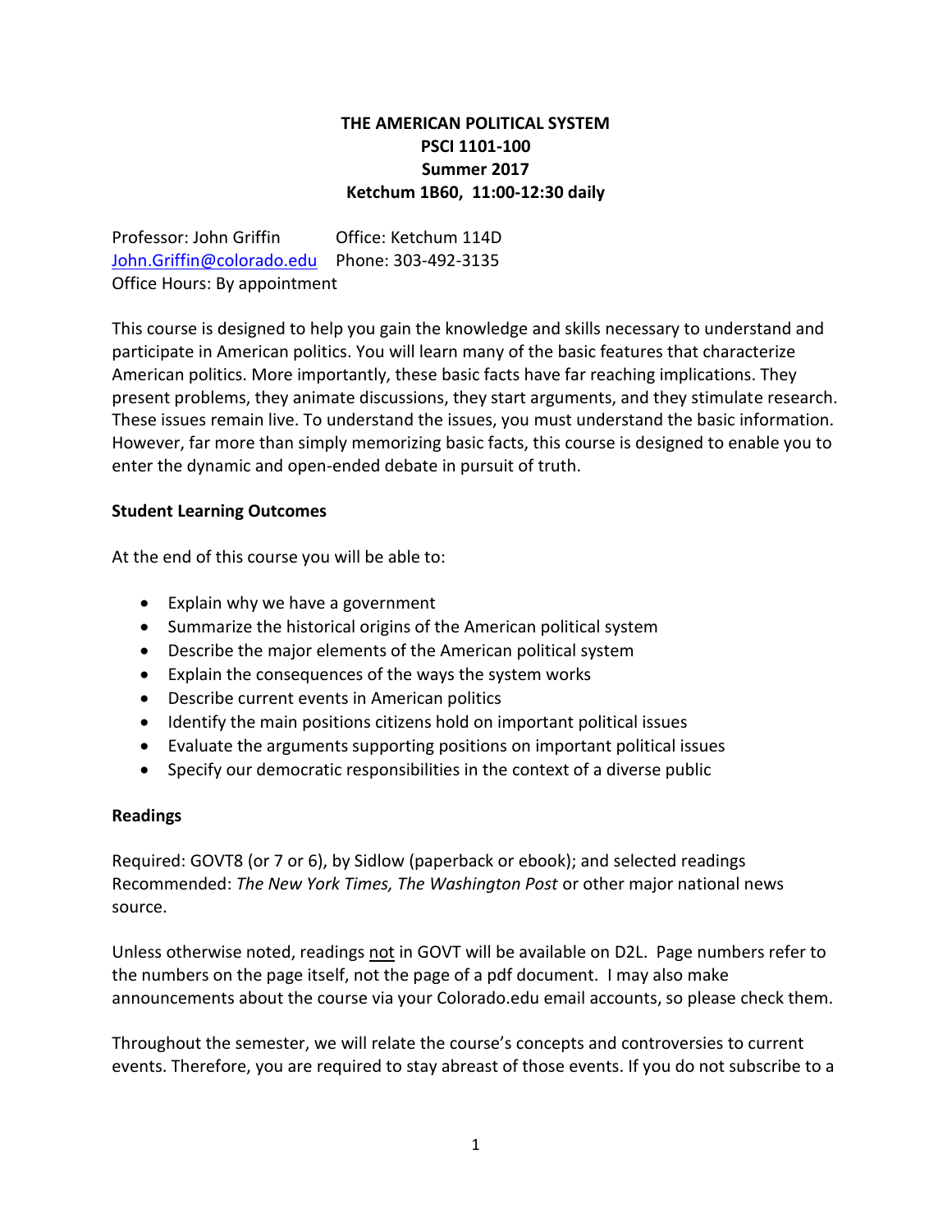# THE AMERICAN POLITICAL SYSTEM
# PSCI 1101-100
# Summer 2017
# Ketchum 1B60, 11:00-12:30 daily

Professor: John Griffin  Office: Ketchum 114D
John.Griffin@colorado.edu  Phone: 303-492-3135
Office Hours: By appointment

This course is designed to help you gain the knowledge and skills necessary to understand and participate in American politics. You will learn many of the basic features that characterize American politics. More importantly, these basic facts have far reaching implications. They present problems, they animate discussions, they start arguments, and they stimulate research. These issues remain live. To understand the issues, you must understand the basic information. However, far more than simply memorizing basic facts, this course is designed to enable you to enter the dynamic and open-ended debate in pursuit of truth.

## Student Learning Outcomes

At the end of this course you will be able to:

- Explain why we have a government
- Summarize the historical origins of the American political system
- Describe the major elements of the American political system
- Explain the consequences of the ways the system works
- Describe current events in American politics
- Identify the main positions citizens hold on important political issues
- Evaluate the arguments supporting positions on important political issues
- Specify our democratic responsibilities in the context of a diverse public

## Readings

Required: GOVT8 (or 7 or 6), by Sidlow (paperback or ebook); and selected readings
Recommended: *The New York Times, The Washington Post* or other major national news source.

Unless otherwise noted, readings not in GOVT will be available on D2L. Page numbers refer to the numbers on the page itself, not the page of a pdf document. I may also make announcements about the course via your Colorado.edu email accounts, so please check them.

Throughout the semester, we will relate the course's concepts and controversies to current events. Therefore, you are required to stay abreast of those events. If you do not subscribe to a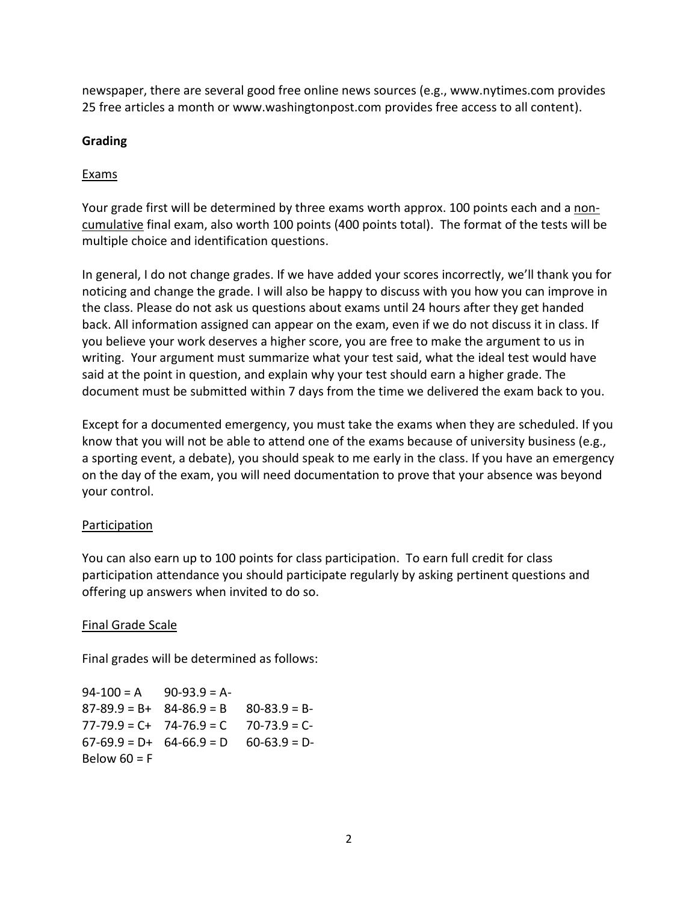newspaper, there are several good free online news sources (e.g., www.nytimes.com provides 25 free articles a month or www.washingtonpost.com provides free access to all content).

## Grading

### Exams

Your grade first will be determined by three exams worth approx. 100 points each and a non-cumulative final exam, also worth 100 points (400 points total). The format of the tests will be multiple choice and identification questions.

In general, I do not change grades. If we have added your scores incorrectly, we'll thank you for noticing and change the grade. I will also be happy to discuss with you how you can improve in the class. Please do not ask us questions about exams until 24 hours after they get handed back. All information assigned can appear on the exam, even if we do not discuss it in class. If you believe your work deserves a higher score, you are free to make the argument to us in writing. Your argument must summarize what your test said, what the ideal test would have said at the point in question, and explain why your test should earn a higher grade. The document must be submitted within 7 days from the time we delivered the exam back to you.

Except for a documented emergency, you must take the exams when they are scheduled. If you know that you will not be able to attend one of the exams because of university business (e.g., a sporting event, a debate), you should speak to me early in the class. If you have an emergency on the day of the exam, you will need documentation to prove that your absence was beyond your control.

### Participation

You can also earn up to 100 points for class participation. To earn full credit for class participation attendance you should participate regularly by asking pertinent questions and offering up answers when invited to do so.

### Final Grade Scale

Final grades will be determined as follows:

| | | |
|---|---|---|
| 94-100 = A | 90-93.9 = A- | |
| 87-89.9 = B+ | 84-86.9 = B | 80-83.9 = B- |
| 77-79.9 = C+ | 74-76.9 = C | 70-73.9 = C- |
| 67-69.9 = D+ | 64-66.9 = D | 60-63.9 = D- |
| Below 60 = F | | |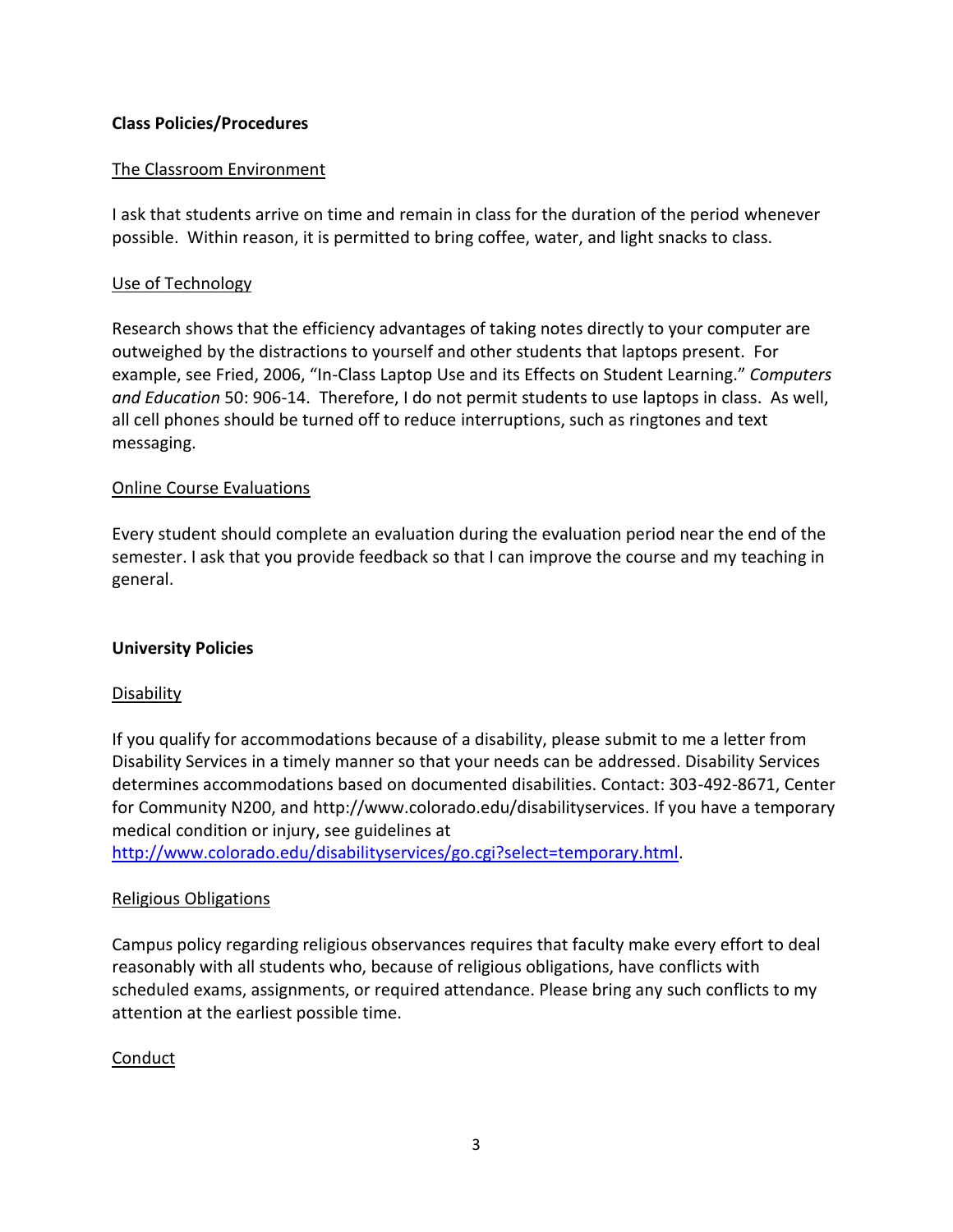**Class Policies/Procedures**

The Classroom Environment

I ask that students arrive on time and remain in class for the duration of the period whenever possible. Within reason, it is permitted to bring coffee, water, and light snacks to class.

Use of Technology

Research shows that the efficiency advantages of taking notes directly to your computer are outweighed by the distractions to yourself and other students that laptops present. For example, see Fried, 2006, "In-Class Laptop Use and its Effects on Student Learning." *Computers and Education* 50: 906-14. Therefore, I do not permit students to use laptops in class. As well, all cell phones should be turned off to reduce interruptions, such as ringtones and text messaging.

Online Course Evaluations

Every student should complete an evaluation during the evaluation period near the end of the semester. I ask that you provide feedback so that I can improve the course and my teaching in general.

**University Policies**

Disability

If you qualify for accommodations because of a disability, please submit to me a letter from Disability Services in a timely manner so that your needs can be addressed. Disability Services determines accommodations based on documented disabilities. Contact: 303-492-8671, Center for Community N200, and http://www.colorado.edu/disabilityservices. If you have a temporary medical condition or injury, see guidelines at http://www.colorado.edu/disabilityservices/go.cgi?select=temporary.html.

Religious Obligations

Campus policy regarding religious observances requires that faculty make every effort to deal reasonably with all students who, because of religious obligations, have conflicts with scheduled exams, assignments, or required attendance. Please bring any such conflicts to my attention at the earliest possible time.

Conduct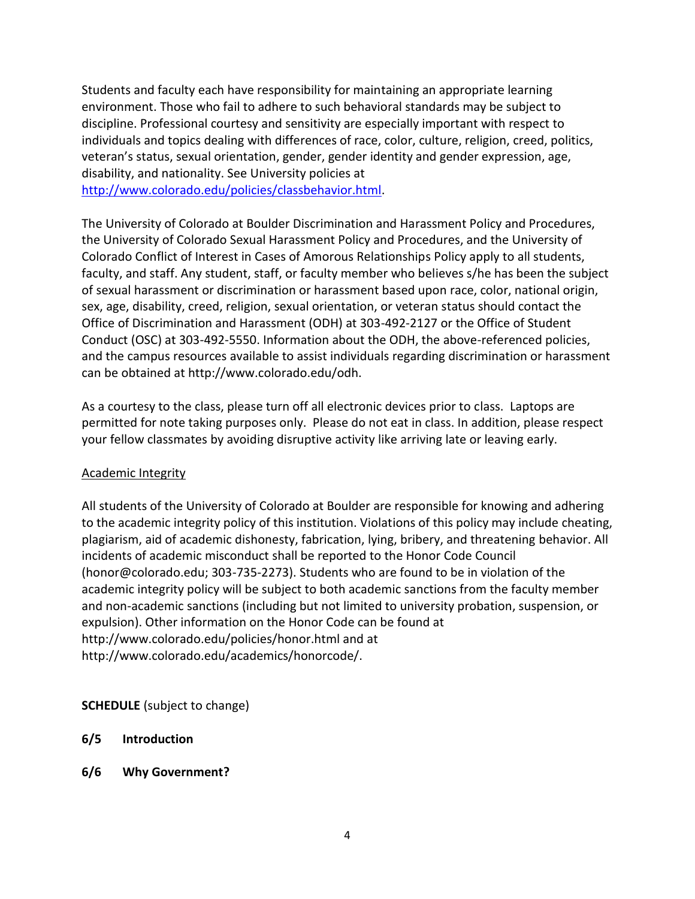Students and faculty each have responsibility for maintaining an appropriate learning environment. Those who fail to adhere to such behavioral standards may be subject to discipline. Professional courtesy and sensitivity are especially important with respect to individuals and topics dealing with differences of race, color, culture, religion, creed, politics, veteran's status, sexual orientation, gender, gender identity and gender expression, age, disability, and nationality. See University policies at [http://www.colorado.edu/policies/classbehavior.html](http://www.colorado.edu/policies/classbehavior.html).

The University of Colorado at Boulder Discrimination and Harassment Policy and Procedures, the University of Colorado Sexual Harassment Policy and Procedures, and the University of Colorado Conflict of Interest in Cases of Amorous Relationships Policy apply to all students, faculty, and staff. Any student, staff, or faculty member who believes s/he has been the subject of sexual harassment or discrimination or harassment based upon race, color, national origin, sex, age, disability, creed, religion, sexual orientation, or veteran status should contact the Office of Discrimination and Harassment (ODH) at 303-492-2127 or the Office of Student Conduct (OSC) at 303-492-5550. Information about the ODH, the above-referenced policies, and the campus resources available to assist individuals regarding discrimination or harassment can be obtained at http://www.colorado.edu/odh.

As a courtesy to the class, please turn off all electronic devices prior to class. Laptops are permitted for note taking purposes only. Please do not eat in class. In addition, please respect your fellow classmates by avoiding disruptive activity like arriving late or leaving early.

<u>Academic Integrity</u>

All students of the University of Colorado at Boulder are responsible for knowing and adhering to the academic integrity policy of this institution. Violations of this policy may include cheating, plagiarism, aid of academic dishonesty, fabrication, lying, bribery, and threatening behavior. All incidents of academic misconduct shall be reported to the Honor Code Council (honor@colorado.edu; 303-735-2273). Students who are found to be in violation of the academic integrity policy will be subject to both academic sanctions from the faculty member and non-academic sanctions (including but not limited to university probation, suspension, or expulsion). Other information on the Honor Code can be found at http://www.colorado.edu/policies/honor.html and at http://www.colorado.edu/academics/honorcode/.

**SCHEDULE** (subject to change)

**6/5 Introduction**

**6/6 Why Government?**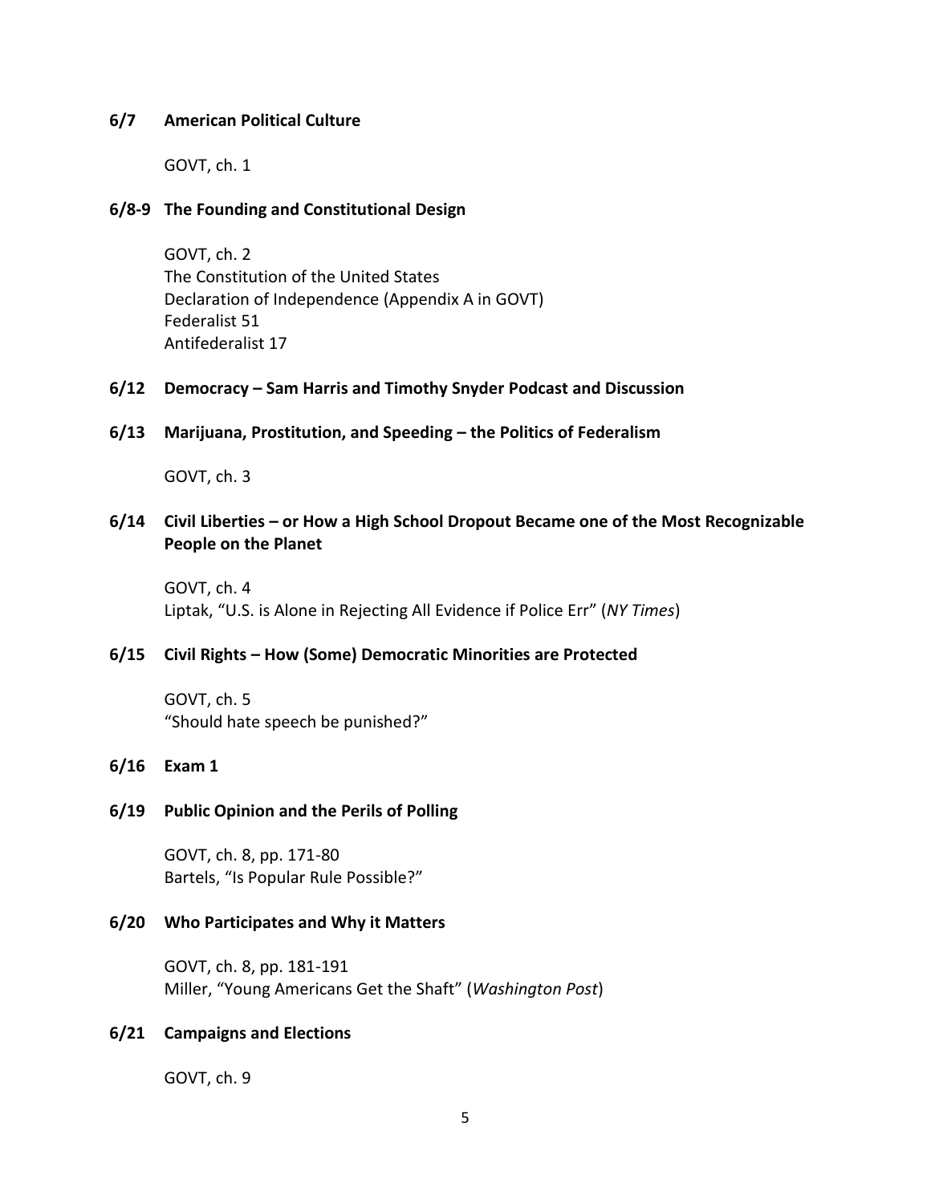**6/7 American Political Culture**

GOVT, ch. 1

**6/8-9 The Founding and Constitutional Design**

GOVT, ch. 2
The Constitution of the United States
Declaration of Independence (Appendix A in GOVT)
Federalist 51
Antifederalist 17

**6/12 Democracy – Sam Harris and Timothy Snyder Podcast and Discussion**

**6/13 Marijuana, Prostitution, and Speeding – the Politics of Federalism**

GOVT, ch. 3

**6/14 Civil Liberties – or How a High School Dropout Became one of the Most Recognizable People on the Planet**

GOVT, ch. 4
Liptak, "U.S. is Alone in Rejecting All Evidence if Police Err" (*NY Times*)

**6/15 Civil Rights – How (Some) Democratic Minorities are Protected**

GOVT, ch. 5
"Should hate speech be punished?"

**6/16 Exam 1**

**6/19 Public Opinion and the Perils of Polling**

GOVT, ch. 8, pp. 171-80
Bartels, "Is Popular Rule Possible?"

**6/20 Who Participates and Why it Matters**

GOVT, ch. 8, pp. 181-191
Miller, "Young Americans Get the Shaft" (*Washington Post*)

**6/21 Campaigns and Elections**

GOVT, ch. 9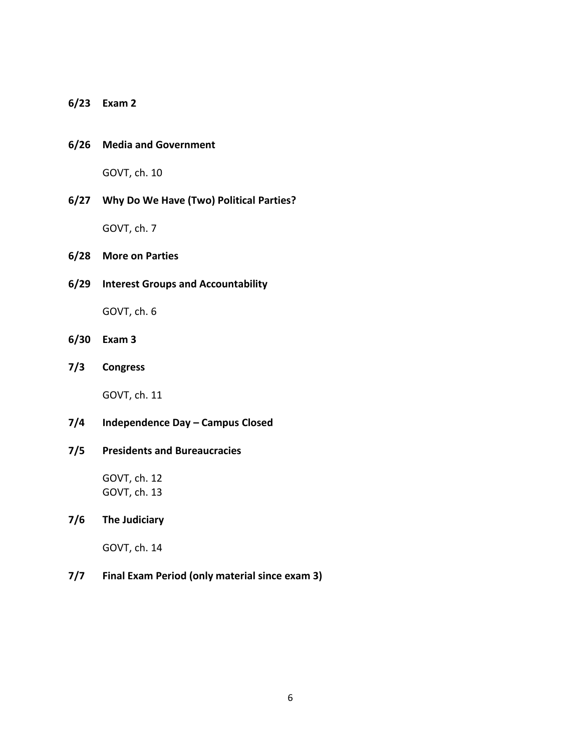**6/23 Exam 2**

**6/26 Media and Government**

GOVT, ch. 10

**6/27 Why Do We Have (Two) Political Parties?**

GOVT, ch. 7

**6/28 More on Parties**

**6/29 Interest Groups and Accountability**

GOVT, ch. 6

**6/30 Exam 3**

**7/3 Congress**

GOVT, ch. 11

**7/4 Independence Day – Campus Closed**

**7/5 Presidents and Bureaucracies**

GOVT, ch. 12
GOVT, ch. 13

**7/6 The Judiciary**

GOVT, ch. 14

**7/7 Final Exam Period (only material since exam 3)**